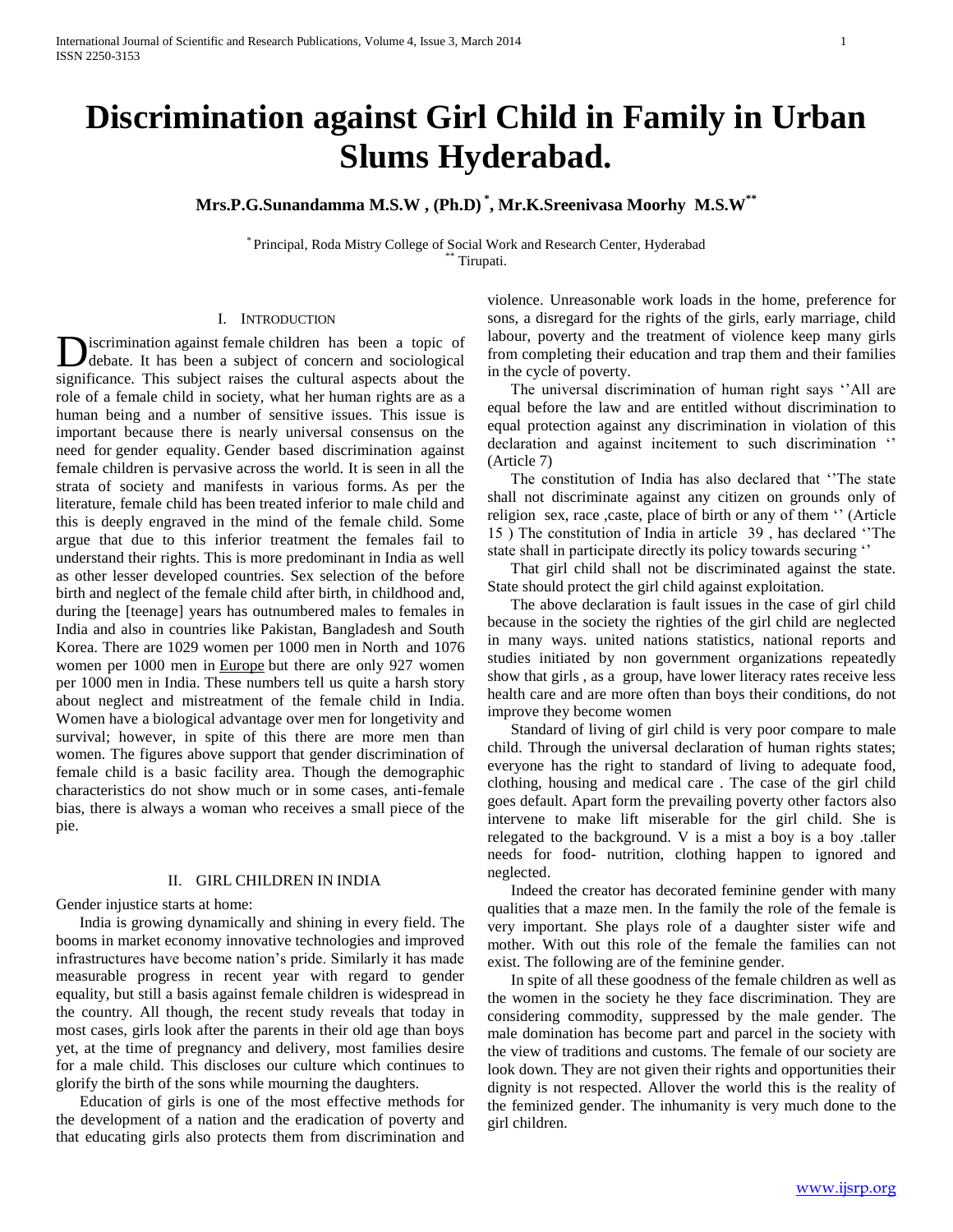# Discrimination against Girl Child in Family in Urban Slums Hyderabad.

**Mrs.P.G.Sunandamma M.S.W , (Ph.D) [*], Mr.K.Sreenivasa Moorhy M.S.W[**]**

[*] Principal, Roda Mistry College of Social Work and Research Center, Hyderabad
[**] Tirupati.

## I. INTRODUCTION

Discrimination against female children has been a topic of debate. It has been a subject of concern and sociological significance. This subject raises the cultural aspects about the role of a female child in society, what her human rights are as a human being and a number of sensitive issues. This issue is important because there is nearly universal consensus on the need for gender equality. Gender based discrimination against female children is pervasive across the world. It is seen in all the strata of society and manifests in various forms. As per the literature, female child has been treated inferior to male child and this is deeply engraved in the mind of the female child. Some argue that due to this inferior treatment the females fail to understand their rights. This is more predominant in India as well as other lesser developed countries. Sex selection of the before birth and neglect of the female child after birth, in childhood and, during the [teenage] years has outnumbered males to females in India and also in countries like Pakistan, Bangladesh and South Korea. There are 1029 women per 1000 men in North and 1076 women per 1000 men in Europe but there are only 927 women per 1000 men in India. These numbers tell us quite a harsh story about neglect and mistreatment of the female child in India. Women have a biological advantage over men for longevity and survival; however, in spite of this there are more men than women. The figures above support that gender discrimination of female child is a basic facility area. Though the demographic characteristics do not show much or in some cases, anti-female bias, there is always a woman who receives a small piece of the pie.

## II. GIRL CHILDREN IN INDIA

Gender injustice starts at home:

India is growing dynamically and shining in every field. The booms in market economy innovative technologies and improved infrastructures have become nation's pride. Similarly it has made measurable progress in recent year with regard to gender equality, but still a basis against female children is widespread in the country. All though, the recent study reveals that today in most cases, girls look after the parents in their old age than boys yet, at the time of pregnancy and delivery, most families desire for a male child. This discloses our culture which continues to glorify the birth of the sons while mourning the daughters.

Education of girls is one of the most effective methods for the development of a nation and the eradication of poverty and that educating girls also protects them from discrimination and violence. Unreasonable work loads in the home, preference for sons, a disregard for the rights of the girls, early marriage, child labour, poverty and the treatment of violence keep many girls from completing their education and trap them and their families in the cycle of poverty.

The universal discrimination of human right says ''All are equal before the law and are entitled without discrimination to equal protection against any discrimination in violation of this declaration and against incitement to such discrimination '' (Article 7)

The constitution of India has also declared that ''The state shall not discriminate against any citizen on grounds only of religion sex, race ,caste, place of birth or any of them '' (Article 15 ) The constitution of India in article 39 , has declared ''The state shall in participate directly its policy towards securing ''

That girl child shall not be discriminated against the state. State should protect the girl child against exploitation.

The above declaration is fault issues in the case of girl child because in the society the righties of the girl child are neglected in many ways. united nations statistics, national reports and studies initiated by non government organizations repeatedly show that girls , as a group, have lower literacy rates receive less health care and are more often than boys their conditions, do not improve they become women

Standard of living of girl child is very poor compare to male child. Through the universal declaration of human rights states; everyone has the right to standard of living to adequate food, clothing, housing and medical care . The case of the girl child goes default. Apart form the prevailing poverty other factors also intervene to make lift miserable for the girl child. She is relegated to the background. V is a mist a boy is a boy .taller needs for food- nutrition, clothing happen to ignored and neglected.

Indeed the creator has decorated feminine gender with many qualities that a maze men. In the family the role of the female is very important. She plays role of a daughter sister wife and mother. With out this role of the female the families can not exist. The following are of the feminine gender.

In spite of all these goodness of the female children as well as the women in the society he they face discrimination. They are considering commodity, suppressed by the male gender. The male domination has become part and parcel in the society with the view of traditions and customs. The female of our society are look down. They are not given their rights and opportunities their dignity is not respected. Allover the world this is the reality of the feminized gender. The inhumanity is very much done to the girl children.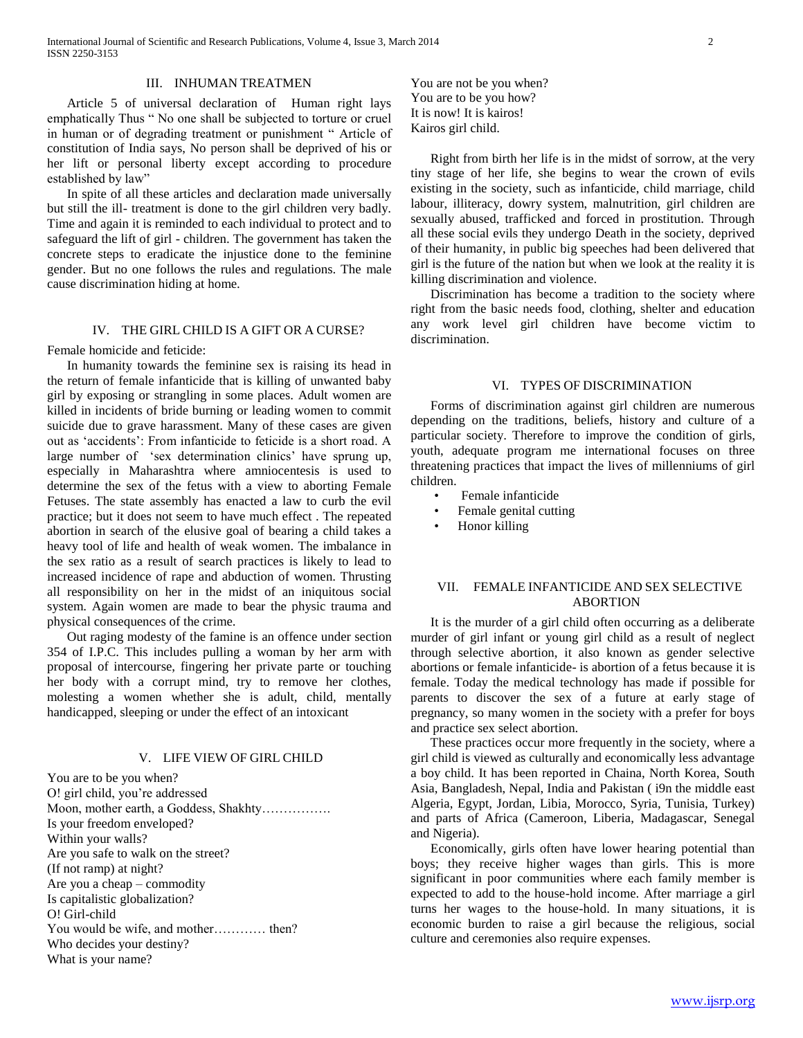## III. INHUMAN TREATMEN

Article 5 of universal declaration of Human right lays emphatically Thus " No one shall be subjected to torture or cruel in human or of degrading treatment or punishment " Article of constitution of India says, No person shall be deprived of his or her lift or personal liberty except according to procedure established by law"

In spite of all these articles and declaration made universally but still the ill- treatment is done to the girl children very badly. Time and again it is reminded to each individual to protect and to safeguard the lift of girl - children. The government has taken the concrete steps to eradicate the injustice done to the feminine gender. But no one follows the rules and regulations. The male cause discrimination hiding at home.

## IV. THE GIRL CHILD IS A GIFT OR A CURSE?

Female homicide and feticide:

In humanity towards the feminine sex is raising its head in the return of female infanticide that is killing of unwanted baby girl by exposing or strangling in some places. Adult women are killed in incidents of bride burning or leading women to commit suicide due to grave harassment. Many of these cases are given out as 'accidents': From infanticide to feticide is a short road. A large number of 'sex determination clinics' have sprung up, especially in Maharashtra where amniocentesis is used to determine the sex of the fetus with a view to aborting Female Fetuses. The state assembly has enacted a law to curb the evil practice; but it does not seem to have much effect . The repeated abortion in search of the elusive goal of bearing a child takes a heavy tool of life and health of weak women. The imbalance in the sex ratio as a result of search practices is likely to lead to increased incidence of rape and abduction of women. Thrusting all responsibility on her in the midst of an iniquitous social system. Again women are made to bear the physic trauma and physical consequences of the crime.

Out raging modesty of the famine is an offence under section 354 of I.P.C. This includes pulling a woman by her arm with proposal of intercourse, fingering her private parte or touching her body with a corrupt mind, try to remove her clothes, molesting a women whether she is adult, child, mentally handicapped, sleeping or under the effect of an intoxicant

## V. LIFE VIEW OF GIRL CHILD

You are to be you when?  
O! girl child, you're addressed  
Moon, mother earth, a Goddess, Shakhty…………….  
Is your freedom enveloped?  
Within your walls?  
Are you safe to walk on the street?  
(If not ramp) at night?  
Are you a cheap – commodity  
Is capitalistic globalization?  
O! Girl-child  
You would be wife, and mother………… then?  
Who decides your destiny?  
What is your name?  
You are not be you when?  
You are to be you how?  
It is now! It is kairos!  
Kairos girl child.

Right from birth her life is in the midst of sorrow, at the very tiny stage of her life, she begins to wear the crown of evils existing in the society, such as infanticide, child marriage, child labour, illiteracy, dowry system, malnutrition, girl children are sexually abused, trafficked and forced in prostitution. Through all these social evils they undergo Death in the society, deprived of their humanity, in public big speeches had been delivered that girl is the future of the nation but when we look at the reality it is killing discrimination and violence.

Discrimination has become a tradition to the society where right from the basic needs food, clothing, shelter and education any work level girl children have become victim to discrimination.

## VI. TYPES OF DISCRIMINATION

Forms of discrimination against girl children are numerous depending on the traditions, beliefs, history and culture of a particular society. Therefore to improve the condition of girls, youth, adequate program me international focuses on three threatening practices that impact the lives of millenniums of girl children.

- Female infanticide
- Female genital cutting
- Honor killing

## VII. FEMALE INFANTICIDE AND SEX SELECTIVE ABORTION

It is the murder of a girl child often occurring as a deliberate murder of girl infant or young girl child as a result of neglect through selective abortion, it also known as gender selective abortions or female infanticide- is abortion of a fetus because it is female. Today the medical technology has made if possible for parents to discover the sex of a future at early stage of pregnancy, so many women in the society with a prefer for boys and practice sex select abortion.

These practices occur more frequently in the society, where a girl child is viewed as culturally and economically less advantage a boy child. It has been reported in Chaina, North Korea, South Asia, Bangladesh, Nepal, India and Pakistan ( i9n the middle east Algeria, Egypt, Jordan, Libia, Morocco, Syria, Tunisia, Turkey) and parts of Africa (Cameroon, Liberia, Madagascar, Senegal and Nigeria).

Economically, girls often have lower hearing potential than boys; they receive higher wages than girls. This is more significant in poor communities where each family member is expected to add to the house-hold income. After marriage a girl turns her wages to the house-hold. In many situations, it is economic burden to raise a girl because the religious, social culture and ceremonies also require expenses.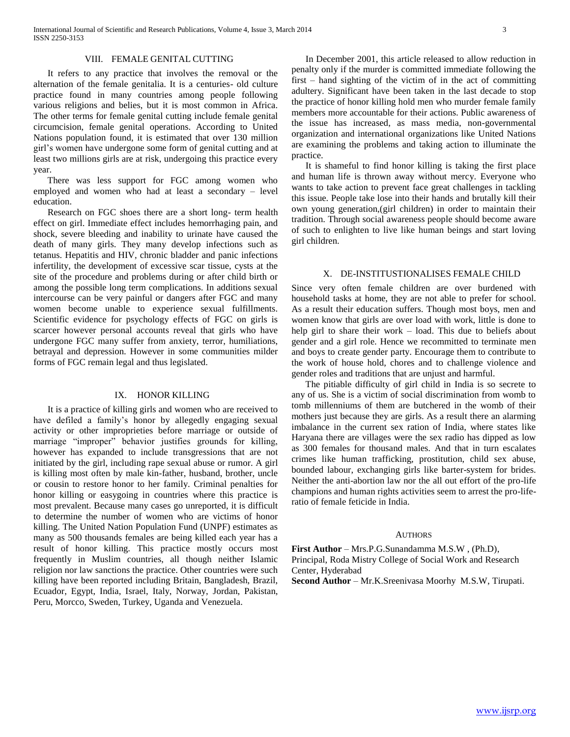## VIII. FEMALE GENITAL CUTTING

It refers to any practice that involves the removal or the alternation of the female genitalia. It is a centuries- old culture practice found in many countries among people following various religions and belies, but it is most common in Africa. The other terms for female genital cutting include female genital circumcision, female genital operations. According to United Nations population found, it is estimated that over 130 million girl's women have undergone some form of genital cutting and at least two millions girls are at risk, undergoing this practice every year.

There was less support for FGC among women who employed and women who had at least a secondary – level education.

Research on FGC shoes there are a short long- term health effect on girl. Immediate effect includes hemorrhaging pain, and shock, severe bleeding and inability to urinate have caused the death of many girls. They many develop infections such as tetanus. Hepatitis and HIV, chronic bladder and panic infections infertility, the development of excessive scar tissue, cysts at the site of the procedure and problems during or after child birth or among the possible long term complications. In additions sexual intercourse can be very painful or dangers after FGC and many women become unable to experience sexual fulfillments. Scientific evidence for psychology effects of FGC on girls is scarcer however personal accounts reveal that girls who have undergone FGC many suffer from anxiety, terror, humiliations, betrayal and depression. However in some communities milder forms of FGC remain legal and thus legislated.

## IX. HONOR KILLING

It is a practice of killing girls and women who are received to have defiled a family's honor by allegedly engaging sexual activity or other improprieties before marriage or outside of marriage "improper" behavior justifies grounds for killing, however has expanded to include transgressions that are not initiated by the girl, including rape sexual abuse or rumor. A girl is killing most often by male kin-father, husband, brother, uncle or cousin to restore honor to her family. Criminal penalties for honor killing or easygoing in countries where this practice is most prevalent. Because many cases go unreported, it is difficult to determine the number of women who are victims of honor killing. The United Nation Population Fund (UNPF) estimates as many as 500 thousands females are being killed each year has a result of honor killing. This practice mostly occurs most frequently in Muslim countries, all though neither Islamic religion nor law sanctions the practice. Other countries were such killing have been reported including Britain, Bangladesh, Brazil, Ecuador, Egypt, India, Israel, Italy, Norway, Jordan, Pakistan, Peru, Morcco, Sweden, Turkey, Uganda and Venezuela.

In December 2001, this article released to allow reduction in penalty only if the murder is committed immediate following the first – hand sighting of the victim of in the act of committing adultery. Significant have been taken in the last decade to stop the practice of honor killing hold men who murder female family members more accountable for their actions. Public awareness of the issue has increased, as mass media, non-governmental organization and international organizations like United Nations are examining the problems and taking action to illuminate the practice.

It is shameful to find honor killing is taking the first place and human life is thrown away without mercy. Everyone who wants to take action to prevent face great challenges in tackling this issue. People take lose into their hands and brutally kill their own young generation,(girl children) in order to maintain their tradition. Through social awareness people should become aware of such to enlighten to live like human beings and start loving girl children.

## X. DE-INSTITUSTIONALISES FEMALE CHILD

Since very often female children are over burdened with household tasks at home, they are not able to prefer for school. As a result their education suffers. Though most boys, men and women know that girls are over load with work, little is done to help girl to share their work – load. This due to beliefs about gender and a girl role. Hence we recommitted to terminate men and boys to create gender party. Encourage them to contribute to the work of house hold, chores and to challenge violence and gender roles and traditions that are unjust and harmful.

The pitiable difficulty of girl child in India is so secrete to any of us. She is a victim of social discrimination from womb to tomb millenniums of them are butchered in the womb of their mothers just because they are girls. As a result there an alarming imbalance in the current sex ration of India, where states like Haryana there are villages were the sex radio has dipped as low as 300 females for thousand males. And that in turn escalates crimes like human trafficking, prostitution, child sex abuse, bounded labour, exchanging girls like barter-system for brides. Neither the anti-abortion law nor the all out effort of the pro-life champions and human rights activities seem to arrest the pro-life-ratio of female feticide in India.

## AUTHORS

**First Author** – Mrs.P.G.Sunandamma M.S.W , (Ph.D), Principal, Roda Mistry College of Social Work and Research Center, Hyderabad

**Second Author** – Mr.K.Sreenivasa Moorhy M.S.W, Tirupati.